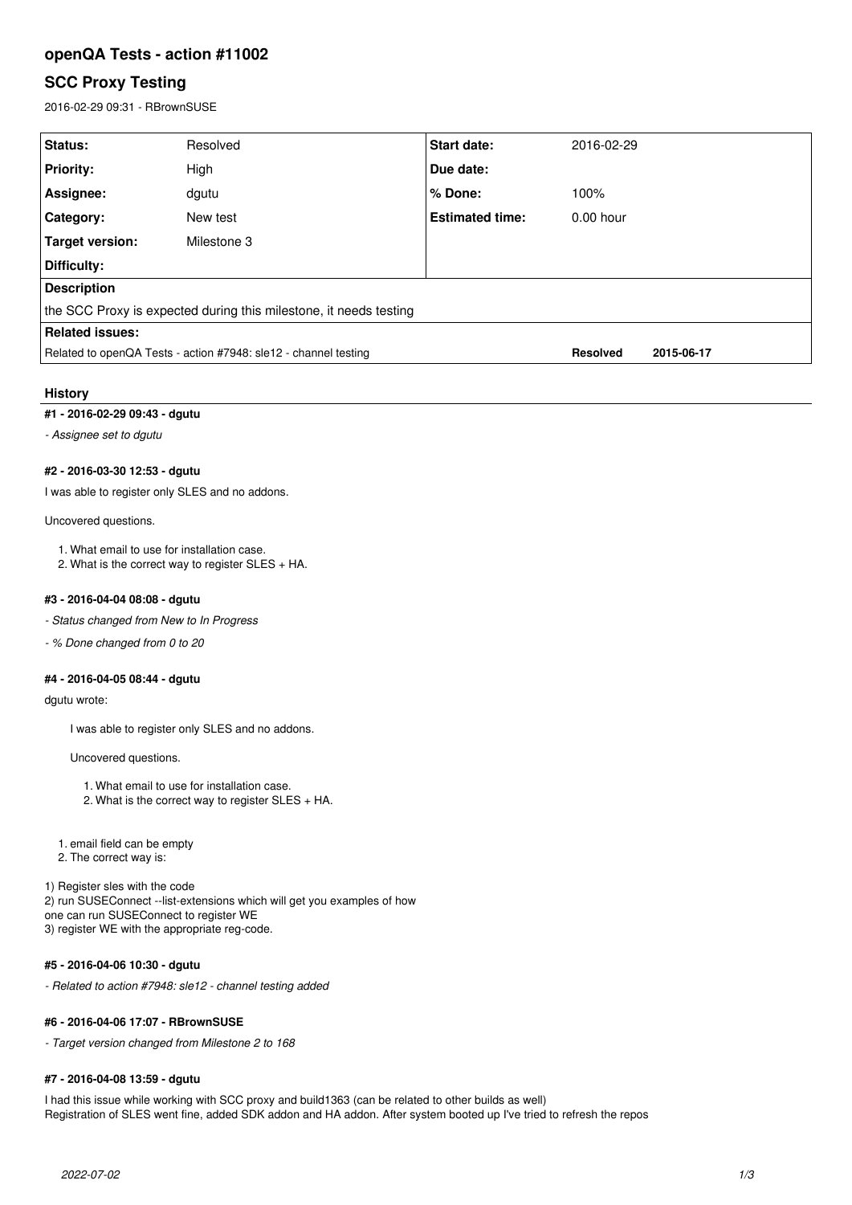# openQA Tests - action #11002

## SCC Proxy Testing

2016-02-29 09:31 - RBrownSUSE

| Status: | Resolved | Start date: | 2016-02-29 |
|---|---|---|---|
| Priority: | High | Due date: | |
| Assignee: | dgutu | % Done: | 100% |
| Category: | New test | Estimated time: | 0.00 hour |
| Target version: | Milestone 3 | | |
| Difficulty: | | | |

**Description**

the SCC Proxy is expected during this milestone, it needs testing

**Related issues:**

| | | |
|---|---|---|
| Related to openQA Tests - action #7948: sle12 - channel testing | Resolved | 2015-06-17 |

### History

#### #1 - 2016-02-29 09:43 - dgutu

*- Assignee set to dgutu*

#### #2 - 2016-03-30 12:53 - dgutu

I was able to register only SLES and no addons.

Uncovered questions.

1. What email to use for installation case.
2. What is the correct way to register SLES + HA.

#### #3 - 2016-04-04 08:08 - dgutu

*- Status changed from New to In Progress*

*- % Done changed from 0 to 20*

#### #4 - 2016-04-05 08:44 - dgutu

dgutu wrote:

> I was able to register only SLES and no addons.
>
> Uncovered questions.
>
> 1. What email to use for installation case.
> 2. What is the correct way to register SLES + HA.

1. email field can be empty
2. The correct way is:

1) Register sles with the code
2) run SUSEConnect --list-extensions which will get you examples of how one can run SUSEConnect to register WE
3) register WE with the appropriate reg-code.

#### #5 - 2016-04-06 10:30 - dgutu

*- Related to action #7948: sle12 - channel testing added*

#### #6 - 2016-04-06 17:07 - RBrownSUSE

*- Target version changed from Milestone 2 to 168*

#### #7 - 2016-04-08 13:59 - dgutu

I had this issue while working with SCC proxy and build1363 (can be related to other builds as well)
Registration of SLES went fine, added SDK addon and HA addon. After system booted up I've tried to refresh the repos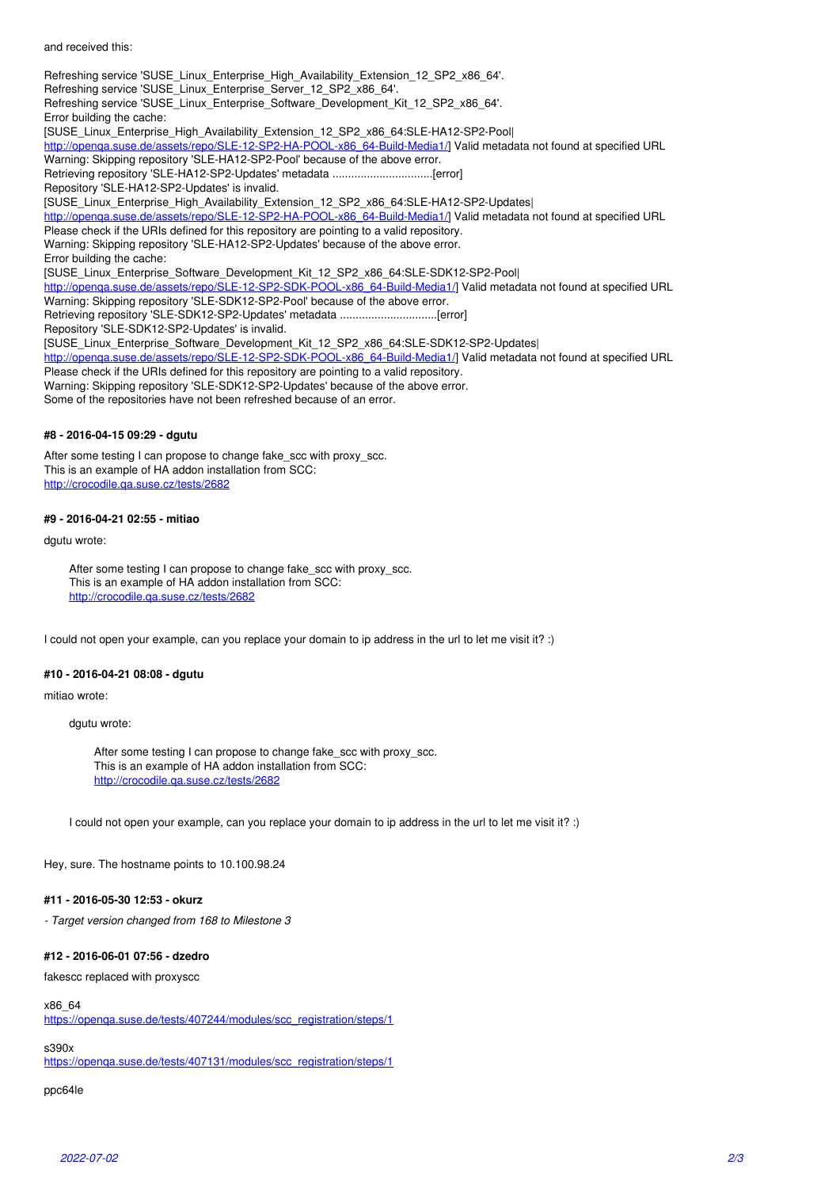and received this:

Refreshing service 'SUSE_Linux_Enterprise_High_Availability_Extension_12_SP2_x86_64'.
Refreshing service 'SUSE_Linux_Enterprise_Server_12_SP2_x86_64'.
Refreshing service 'SUSE_Linux_Enterprise_Software_Development_Kit_12_SP2_x86_64'.
Error building the cache:
[SUSE_Linux_Enterprise_High_Availability_Extension_12_SP2_x86_64:SLE-HA12-SP2-Pool|
http://openqa.suse.de/assets/repo/SLE-12-SP2-HA-POOL-x86_64-Build-Media1/] Valid metadata not found at specified URL
Warning: Skipping repository 'SLE-HA12-SP2-Pool' because of the above error.
Retrieving repository 'SLE-HA12-SP2-Updates' metadata ................................[error]
Repository 'SLE-HA12-SP2-Updates' is invalid.
[SUSE_Linux_Enterprise_High_Availability_Extension_12_SP2_x86_64:SLE-HA12-SP2-Updates|
http://openqa.suse.de/assets/repo/SLE-12-SP2-HA-POOL-x86_64-Build-Media1/] Valid metadata not found at specified URL
Please check if the URIs defined for this repository are pointing to a valid repository.
Warning: Skipping repository 'SLE-HA12-SP2-Updates' because of the above error.
Error building the cache:
[SUSE_Linux_Enterprise_Software_Development_Kit_12_SP2_x86_64:SLE-SDK12-SP2-Pool|
http://openqa.suse.de/assets/repo/SLE-12-SP2-SDK-POOL-x86_64-Build-Media1/] Valid metadata not found at specified URL
Warning: Skipping repository 'SLE-SDK12-SP2-Pool' because of the above error.
Retrieving repository 'SLE-SDK12-SP2-Updates' metadata ...............................[error]
Repository 'SLE-SDK12-SP2-Updates' is invalid.
[SUSE_Linux_Enterprise_Software_Development_Kit_12_SP2_x86_64:SLE-SDK12-SP2-Updates|
http://openqa.suse.de/assets/repo/SLE-12-SP2-SDK-POOL-x86_64-Build-Media1/] Valid metadata not found at specified URL
Please check if the URIs defined for this repository are pointing to a valid repository.
Warning: Skipping repository 'SLE-SDK12-SP2-Updates' because of the above error.
Some of the repositories have not been refreshed because of an error.

#### #8 - 2016-04-15 09:29 - dgutu

After some testing I can propose to change fake_scc with proxy_scc.
This is an example of HA addon installation from SCC:
http://crocodile.qa.suse.cz/tests/2682

#### #9 - 2016-04-21 02:55 - mitiao

dgutu wrote:

> After some testing I can propose to change fake_scc with proxy_scc.
> This is an example of HA addon installation from SCC:
> http://crocodile.qa.suse.cz/tests/2682

I could not open your example, can you replace your domain to ip address in the url to let me visit it? :)

#### #10 - 2016-04-21 08:08 - dgutu

mitiao wrote:

> dgutu wrote:
>
>> After some testing I can propose to change fake_scc with proxy_scc.
>> This is an example of HA addon installation from SCC:
>> http://crocodile.qa.suse.cz/tests/2682
>
> I could not open your example, can you replace your domain to ip address in the url to let me visit it? :)

Hey, sure. The hostname points to 10.100.98.24

#### #11 - 2016-05-30 12:53 - okurz

- *Target version changed from 168 to Milestone 3*

#### #12 - 2016-06-01 07:56 - dzedro

fakescc replaced with proxyscc

x86_64
https://openqa.suse.de/tests/407244/modules/scc_registration/steps/1

s390x
https://openqa.suse.de/tests/407131/modules/scc_registration/steps/1

ppc64le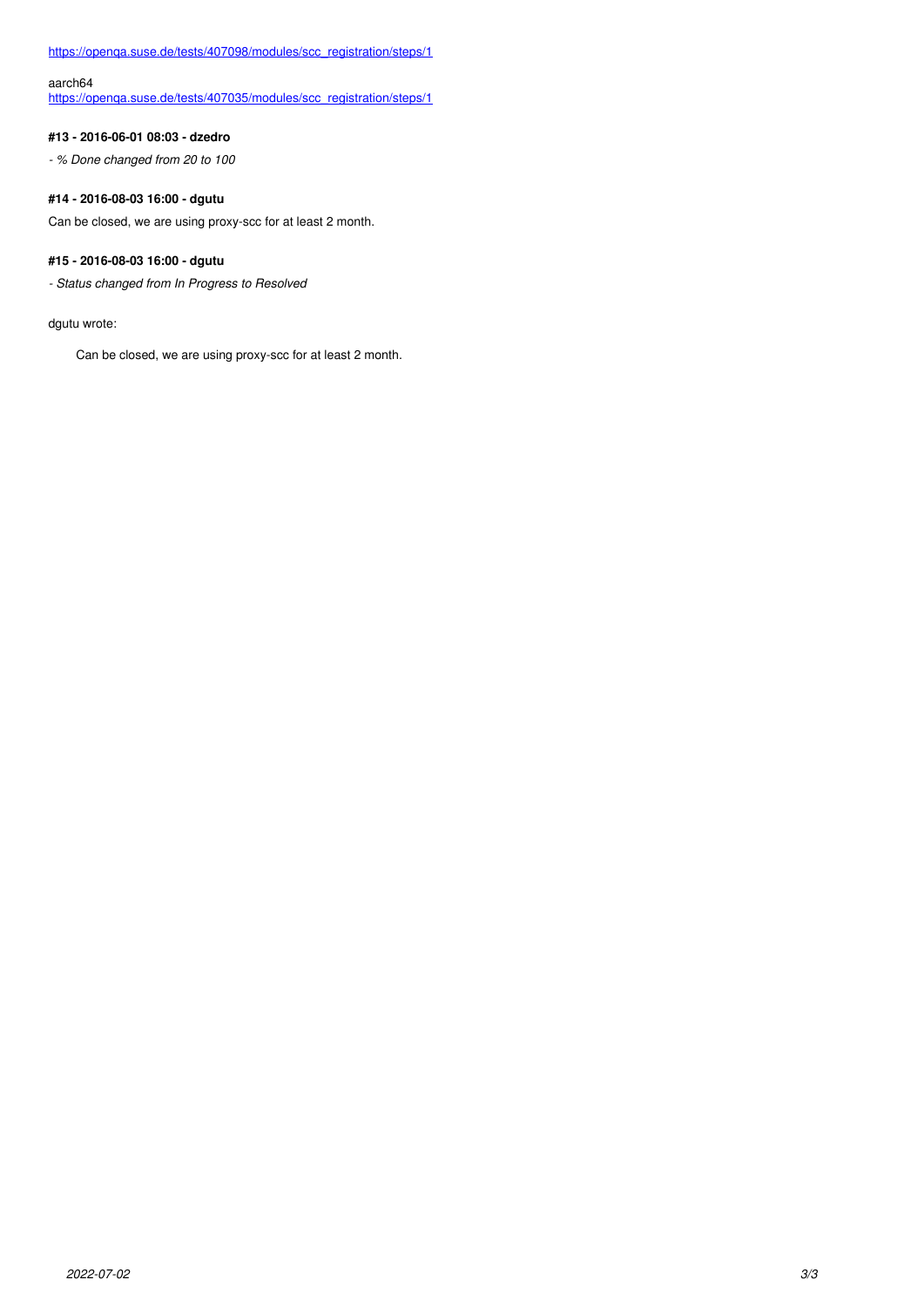https://openqa.suse.de/tests/407098/modules/scc_registration/steps/1

aarch64
https://openqa.suse.de/tests/407035/modules/scc_registration/steps/1

#### #13 - 2016-06-01 08:03 - dzedro

*- % Done changed from 20 to 100*

#### #14 - 2016-08-03 16:00 - dgutu

Can be closed, we are using proxy-scc for at least 2 month.

#### #15 - 2016-08-03 16:00 - dgutu

*- Status changed from In Progress to Resolved*

dgutu wrote:

> Can be closed, we are using proxy-scc for at least 2 month.